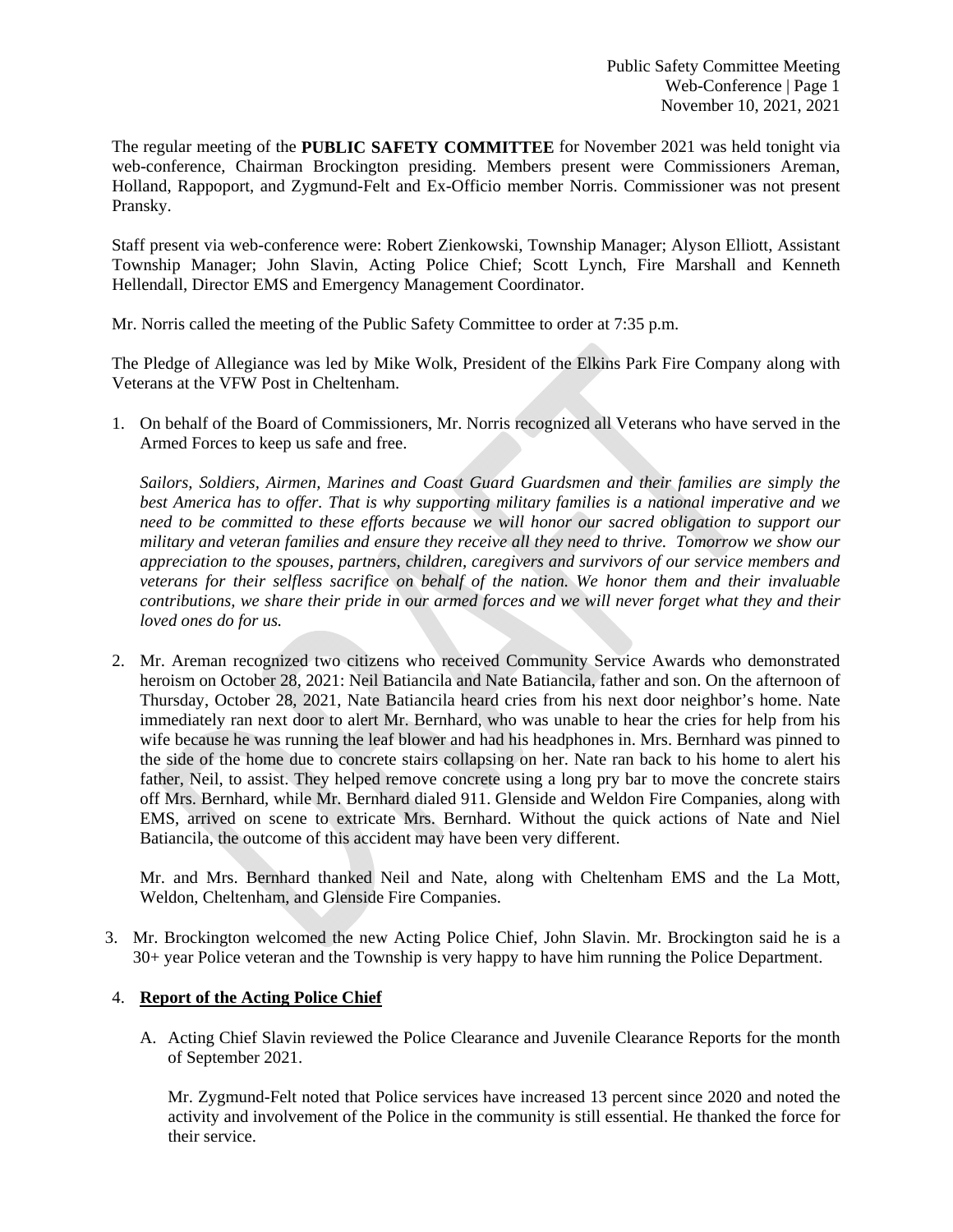The regular meeting of the **PUBLIC SAFETY COMMITTEE** for November 2021 was held tonight via web-conference, Chairman Brockington presiding. Members present were Commissioners Areman, Holland, Rappoport, and Zygmund-Felt and Ex-Officio member Norris. Commissioner was not present Pransky.

Staff present via web-conference were: Robert Zienkowski, Township Manager; Alyson Elliott, Assistant Township Manager; John Slavin, Acting Police Chief; Scott Lynch, Fire Marshall and Kenneth Hellendall, Director EMS and Emergency Management Coordinator.

Mr. Norris called the meeting of the Public Safety Committee to order at 7:35 p.m.

The Pledge of Allegiance was led by Mike Wolk, President of the Elkins Park Fire Company along with Veterans at the VFW Post in Cheltenham.

1. On behalf of the Board of Commissioners, Mr. Norris recognized all Veterans who have served in the Armed Forces to keep us safe and free.

   *Sailors, Soldiers, Airmen, Marines and Coast Guard Guardsmen and their families are simply the best America has to offer. That is why supporting military families is a national imperative and we need to be committed to these efforts because we will honor our sacred obligation to support our military and veteran families and ensure they receive all they need to thrive. Tomorrow we show our appreciation to the spouses, partners, children, caregivers and survivors of our service members and veterans for their selfless sacrifice on behalf of the nation. We honor them and their invaluable contributions, we share their pride in our armed forces and we will never forget what they and their loved ones do for us.*

2. Mr. Areman recognized two citizens who received Community Service Awards who demonstrated heroism on October 28, 2021: Neil Batiancila and Nate Batiancila, father and son. On the afternoon of Thursday, October 28, 2021, Nate Batiancila heard cries from his next door neighbor's home. Nate immediately ran next door to alert Mr. Bernhard, who was unable to hear the cries for help from his wife because he was running the leaf blower and had his headphones in. Mrs. Bernhard was pinned to the side of the home due to concrete stairs collapsing on her. Nate ran back to his home to alert his father, Neil, to assist. They helped remove concrete using a long pry bar to move the concrete stairs off Mrs. Bernhard, while Mr. Bernhard dialed 911. Glenside and Weldon Fire Companies, along with EMS, arrived on scene to extricate Mrs. Bernhard. Without the quick actions of Nate and Niel Batiancila, the outcome of this accident may have been very different.

   Mr. and Mrs. Bernhard thanked Neil and Nate, along with Cheltenham EMS and the La Mott, Weldon, Cheltenham, and Glenside Fire Companies.

3. Mr. Brockington welcomed the new Acting Police Chief, John Slavin. Mr. Brockington said he is a 30+ year Police veteran and the Township is very happy to have him running the Police Department.

4. **Report of the Acting Police Chief**

   A. Acting Chief Slavin reviewed the Police Clearance and Juvenile Clearance Reports for the month of September 2021.

      Mr. Zygmund-Felt noted that Police services have increased 13 percent since 2020 and noted the activity and involvement of the Police in the community is still essential. He thanked the force for their service.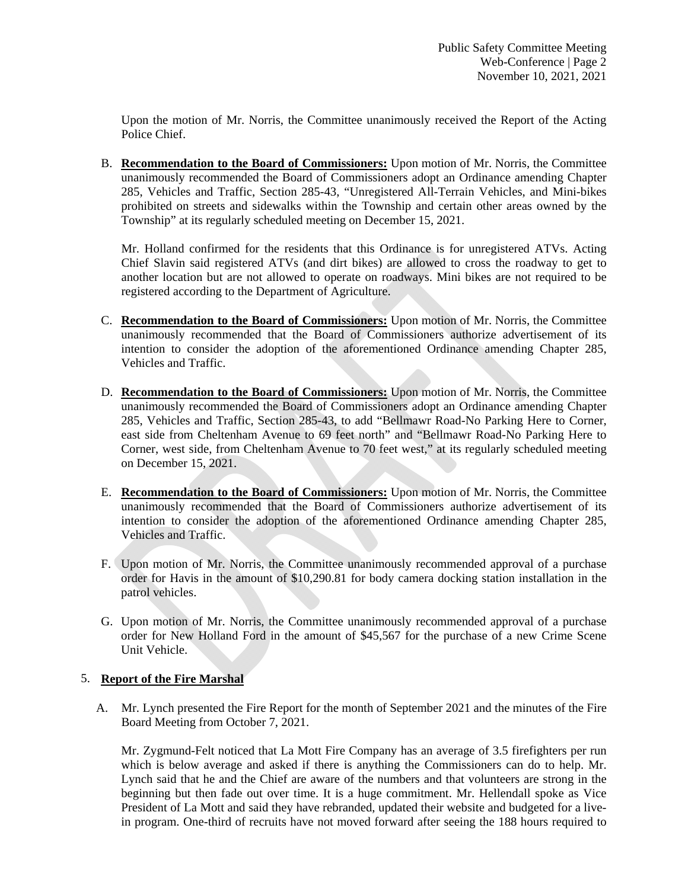Upon the motion of Mr. Norris, the Committee unanimously received the Report of the Acting Police Chief.

B. **Recommendation to the Board of Commissioners:** Upon motion of Mr. Norris, the Committee unanimously recommended the Board of Commissioners adopt an Ordinance amending Chapter 285, Vehicles and Traffic, Section 285-43, "Unregistered All-Terrain Vehicles, and Mini-bikes prohibited on streets and sidewalks within the Township and certain other areas owned by the Township" at its regularly scheduled meeting on December 15, 2021.

   Mr. Holland confirmed for the residents that this Ordinance is for unregistered ATVs. Acting Chief Slavin said registered ATVs (and dirt bikes) are allowed to cross the roadway to get to another location but are not allowed to operate on roadways. Mini bikes are not required to be registered according to the Department of Agriculture.

C. **Recommendation to the Board of Commissioners:** Upon motion of Mr. Norris, the Committee unanimously recommended that the Board of Commissioners authorize advertisement of its intention to consider the adoption of the aforementioned Ordinance amending Chapter 285, Vehicles and Traffic.

D. **Recommendation to the Board of Commissioners:** Upon motion of Mr. Norris, the Committee unanimously recommended the Board of Commissioners adopt an Ordinance amending Chapter 285, Vehicles and Traffic, Section 285-43, to add "Bellmawr Road-No Parking Here to Corner, east side from Cheltenham Avenue to 69 feet north" and "Bellmawr Road-No Parking Here to Corner, west side, from Cheltenham Avenue to 70 feet west," at its regularly scheduled meeting on December 15, 2021.

E. **Recommendation to the Board of Commissioners:** Upon motion of Mr. Norris, the Committee unanimously recommended that the Board of Commissioners authorize advertisement of its intention to consider the adoption of the aforementioned Ordinance amending Chapter 285, Vehicles and Traffic.

F. Upon motion of Mr. Norris, the Committee unanimously recommended approval of a purchase order for Havis in the amount of $10,290.81 for body camera docking station installation in the patrol vehicles.

G. Upon motion of Mr. Norris, the Committee unanimously recommended approval of a purchase order for New Holland Ford in the amount of $45,567 for the purchase of a new Crime Scene Unit Vehicle.

5. **Report of the Fire Marshal**

A. Mr. Lynch presented the Fire Report for the month of September 2021 and the minutes of the Fire Board Meeting from October 7, 2021.

   Mr. Zygmund-Felt noticed that La Mott Fire Company has an average of 3.5 firefighters per run which is below average and asked if there is anything the Commissioners can do to help. Mr. Lynch said that he and the Chief are aware of the numbers and that volunteers are strong in the beginning but then fade out over time. It is a huge commitment. Mr. Hellendall spoke as Vice President of La Mott and said they have rebranded, updated their website and budgeted for a live-in program. One-third of recruits have not moved forward after seeing the 188 hours required to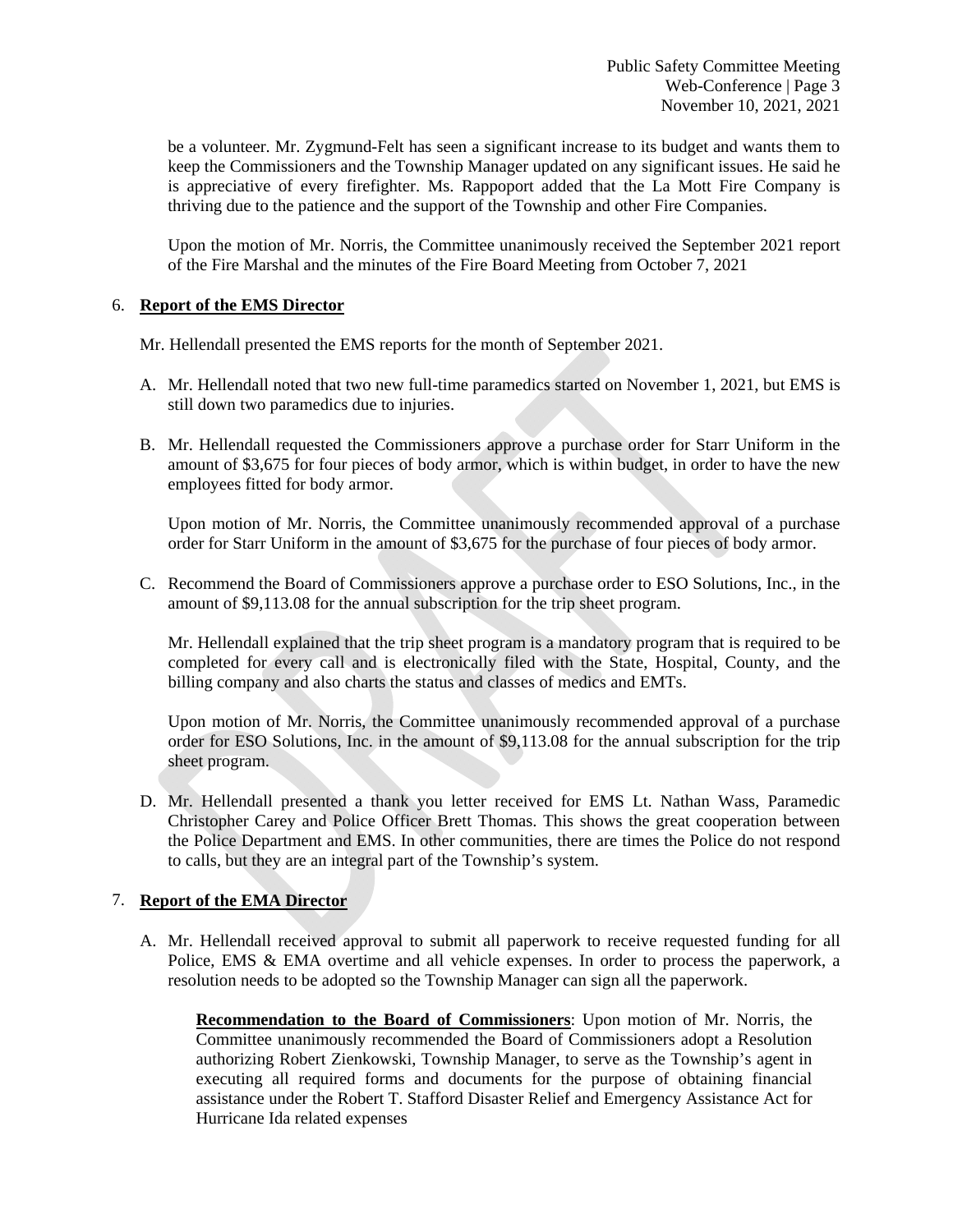be a volunteer. Mr. Zygmund-Felt has seen a significant increase to its budget and wants them to keep the Commissioners and the Township Manager updated on any significant issues. He said he is appreciative of every firefighter. Ms. Rappoport added that the La Mott Fire Company is thriving due to the patience and the support of the Township and other Fire Companies.

Upon the motion of Mr. Norris, the Committee unanimously received the September 2021 report of the Fire Marshal and the minutes of the Fire Board Meeting from October 7, 2021

6. **Report of the EMS Director**

Mr. Hellendall presented the EMS reports for the month of September 2021.

A. Mr. Hellendall noted that two new full-time paramedics started on November 1, 2021, but EMS is still down two paramedics due to injuries.

B. Mr. Hellendall requested the Commissioners approve a purchase order for Starr Uniform in the amount of $3,675 for four pieces of body armor, which is within budget, in order to have the new employees fitted for body armor.

   Upon motion of Mr. Norris, the Committee unanimously recommended approval of a purchase order for Starr Uniform in the amount of $3,675 for the purchase of four pieces of body armor.

C. Recommend the Board of Commissioners approve a purchase order to ESO Solutions, Inc., in the amount of $9,113.08 for the annual subscription for the trip sheet program.

   Mr. Hellendall explained that the trip sheet program is a mandatory program that is required to be completed for every call and is electronically filed with the State, Hospital, County, and the billing company and also charts the status and classes of medics and EMTs.

   Upon motion of Mr. Norris, the Committee unanimously recommended approval of a purchase order for ESO Solutions, Inc. in the amount of $9,113.08 for the annual subscription for the trip sheet program.

D. Mr. Hellendall presented a thank you letter received for EMS Lt. Nathan Wass, Paramedic Christopher Carey and Police Officer Brett Thomas. This shows the great cooperation between the Police Department and EMS. In other communities, there are times the Police do not respond to calls, but they are an integral part of the Township's system.

7. **Report of the EMA Director**

A. Mr. Hellendall received approval to submit all paperwork to receive requested funding for all Police, EMS & EMA overtime and all vehicle expenses. In order to process the paperwork, a resolution needs to be adopted so the Township Manager can sign all the paperwork.

   **Recommendation to the Board of Commissioners**: Upon motion of Mr. Norris, the Committee unanimously recommended the Board of Commissioners adopt a Resolution authorizing Robert Zienkowski, Township Manager, to serve as the Township's agent in executing all required forms and documents for the purpose of obtaining financial assistance under the Robert T. Stafford Disaster Relief and Emergency Assistance Act for Hurricane Ida related expenses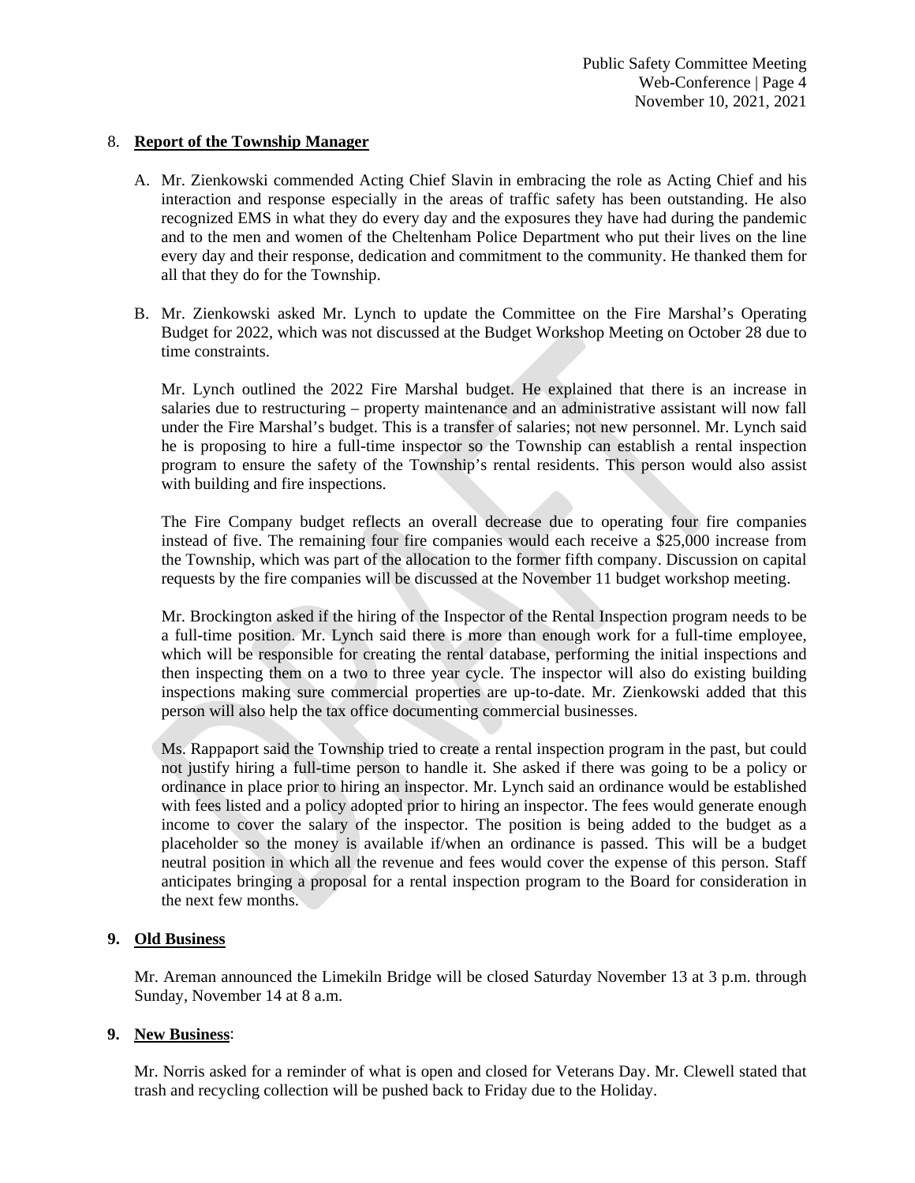8. **Report of the Township Manager**

A. Mr. Zienkowski commended Acting Chief Slavin in embracing the role as Acting Chief and his interaction and response especially in the areas of traffic safety has been outstanding. He also recognized EMS in what they do every day and the exposures they have had during the pandemic and to the men and women of the Cheltenham Police Department who put their lives on the line every day and their response, dedication and commitment to the community. He thanked them for all that they do for the Township.

B. Mr. Zienkowski asked Mr. Lynch to update the Committee on the Fire Marshal's Operating Budget for 2022, which was not discussed at the Budget Workshop Meeting on October 28 due to time constraints.

   Mr. Lynch outlined the 2022 Fire Marshal budget. He explained that there is an increase in salaries due to restructuring – property maintenance and an administrative assistant will now fall under the Fire Marshal's budget. This is a transfer of salaries; not new personnel. Mr. Lynch said he is proposing to hire a full-time inspector so the Township can establish a rental inspection program to ensure the safety of the Township's rental residents. This person would also assist with building and fire inspections.

   The Fire Company budget reflects an overall decrease due to operating four fire companies instead of five. The remaining four fire companies would each receive a $25,000 increase from the Township, which was part of the allocation to the former fifth company. Discussion on capital requests by the fire companies will be discussed at the November 11 budget workshop meeting.

   Mr. Brockington asked if the hiring of the Inspector of the Rental Inspection program needs to be a full-time position. Mr. Lynch said there is more than enough work for a full-time employee, which will be responsible for creating the rental database, performing the initial inspections and then inspecting them on a two to three year cycle. The inspector will also do existing building inspections making sure commercial properties are up-to-date. Mr. Zienkowski added that this person will also help the tax office documenting commercial businesses.

   Ms. Rappaport said the Township tried to create a rental inspection program in the past, but could not justify hiring a full-time person to handle it. She asked if there was going to be a policy or ordinance in place prior to hiring an inspector. Mr. Lynch said an ordinance would be established with fees listed and a policy adopted prior to hiring an inspector. The fees would generate enough income to cover the salary of the inspector. The position is being added to the budget as a placeholder so the money is available if/when an ordinance is passed. This will be a budget neutral position in which all the revenue and fees would cover the expense of this person. Staff anticipates bringing a proposal for a rental inspection program to the Board for consideration in the next few months.

**9. Old Business**

Mr. Areman announced the Limekiln Bridge will be closed Saturday November 13 at 3 p.m. through Sunday, November 14 at 8 a.m.

**9. New Business**:

Mr. Norris asked for a reminder of what is open and closed for Veterans Day. Mr. Clewell stated that trash and recycling collection will be pushed back to Friday due to the Holiday.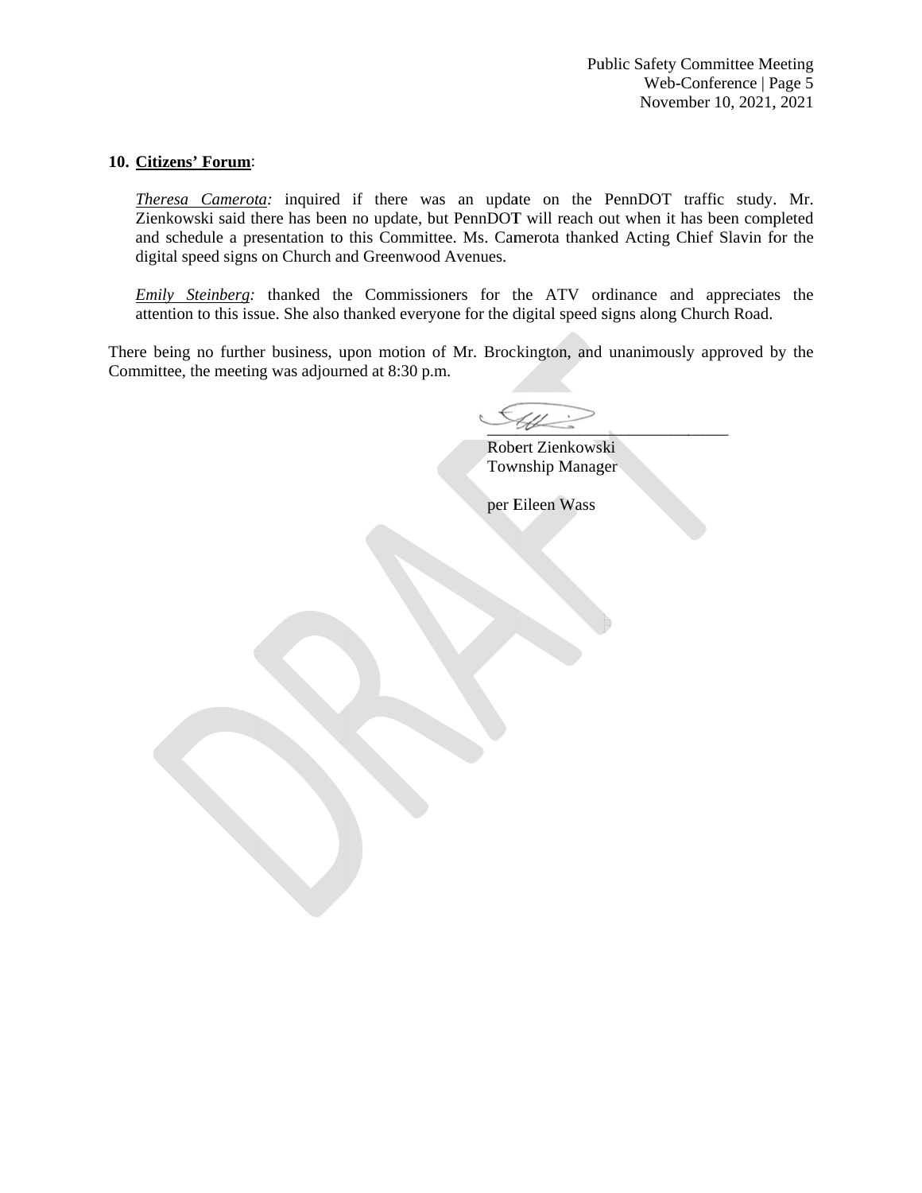**10. Citizens' Forum**:

*Theresa Camerota:* inquired if there was an update on the PennDOT traffic study. Mr. Zienkowski said there has been no update, but PennDOT will reach out when it has been completed and schedule a presentation to this Committee. Ms. Camerota thanked Acting Chief Slavin for the digital speed signs on Church and Greenwood Avenues.

*Emily Steinberg:* thanked the Commissioners for the ATV ordinance and appreciates the attention to this issue. She also thanked everyone for the digital speed signs along Church Road.

There being no further business, upon motion of Mr. Brockington, and unanimously approved by the Committee, the meeting was adjourned at 8:30 p.m.

\_\_\_\_\_\_\_\_\_\_\_\_\_\_\_\_\_\_\_\_\_\_\_\_\_\_\_\_\_\_
Robert Zienkowski
Township Manager

per Eileen Wass